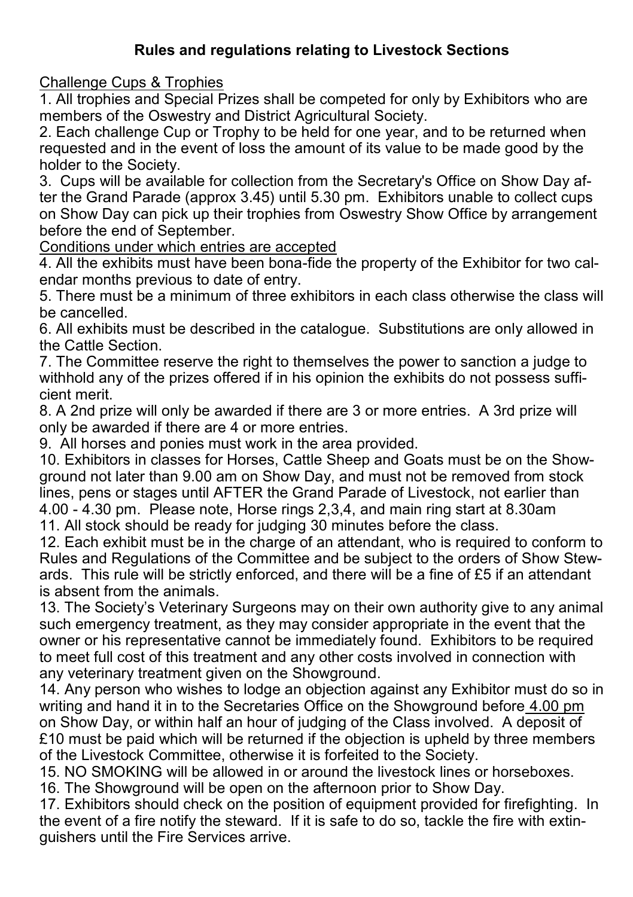## Rules and regulations relating to Livestock Sections

Challenge Cups & Trophies

1. All trophies and Special Prizes shall be competed for only by Exhibitors who are members of the Oswestry and District Agricultural Society.
2. Each challenge Cup or Trophy to be held for one year, and to be returned when requested and in the event of loss the amount of its value to be made good by the holder to the Society.
3. Cups will be available for collection from the Secretary's Office on Show Day after the Grand Parade (approx 3.45) until 5.30 pm. Exhibitors unable to collect cups on Show Day can pick up their trophies from Oswestry Show Office by arrangement before the end of September.

Conditions under which entries are accepted

4. All the exhibits must have been bona-fide the property of the Exhibitor for two calendar months previous to date of entry.
5. There must be a minimum of three exhibitors in each class otherwise the class will be cancelled.
6. All exhibits must be described in the catalogue. Substitutions are only allowed in the Cattle Section.
7. The Committee reserve the right to themselves the power to sanction a judge to withhold any of the prizes offered if in his opinion the exhibits do not possess sufficient merit.
8. A 2nd prize will only be awarded if there are 3 or more entries. A 3rd prize will only be awarded if there are 4 or more entries.
9. All horses and ponies must work in the area provided.
10. Exhibitors in classes for Horses, Cattle Sheep and Goats must be on the Showground not later than 9.00 am on Show Day, and must not be removed from stock lines, pens or stages until AFTER the Grand Parade of Livestock, not earlier than 4.00 - 4.30 pm. Please note, Horse rings 2,3,4, and main ring start at 8.30am
11. All stock should be ready for judging 30 minutes before the class.
12. Each exhibit must be in the charge of an attendant, who is required to conform to Rules and Regulations of the Committee and be subject to the orders of Show Stewards. This rule will be strictly enforced, and there will be a fine of £5 if an attendant is absent from the animals.
13. The Society's Veterinary Surgeons may on their own authority give to any animal such emergency treatment, as they may consider appropriate in the event that the owner or his representative cannot be immediately found. Exhibitors to be required to meet full cost of this treatment and any other costs involved in connection with any veterinary treatment given on the Showground.
14. Any person who wishes to lodge an objection against any Exhibitor must do so in writing and hand it in to the Secretaries Office on the Showground before 4.00 pm on Show Day, or within half an hour of judging of the Class involved. A deposit of £10 must be paid which will be returned if the objection is upheld by three members of the Livestock Committee, otherwise it is forfeited to the Society.
15. NO SMOKING will be allowed in or around the livestock lines or horseboxes.
16. The Showground will be open on the afternoon prior to Show Day.
17. Exhibitors should check on the position of equipment provided for firefighting. In the event of a fire notify the steward. If it is safe to do so, tackle the fire with extinguishers until the Fire Services arrive.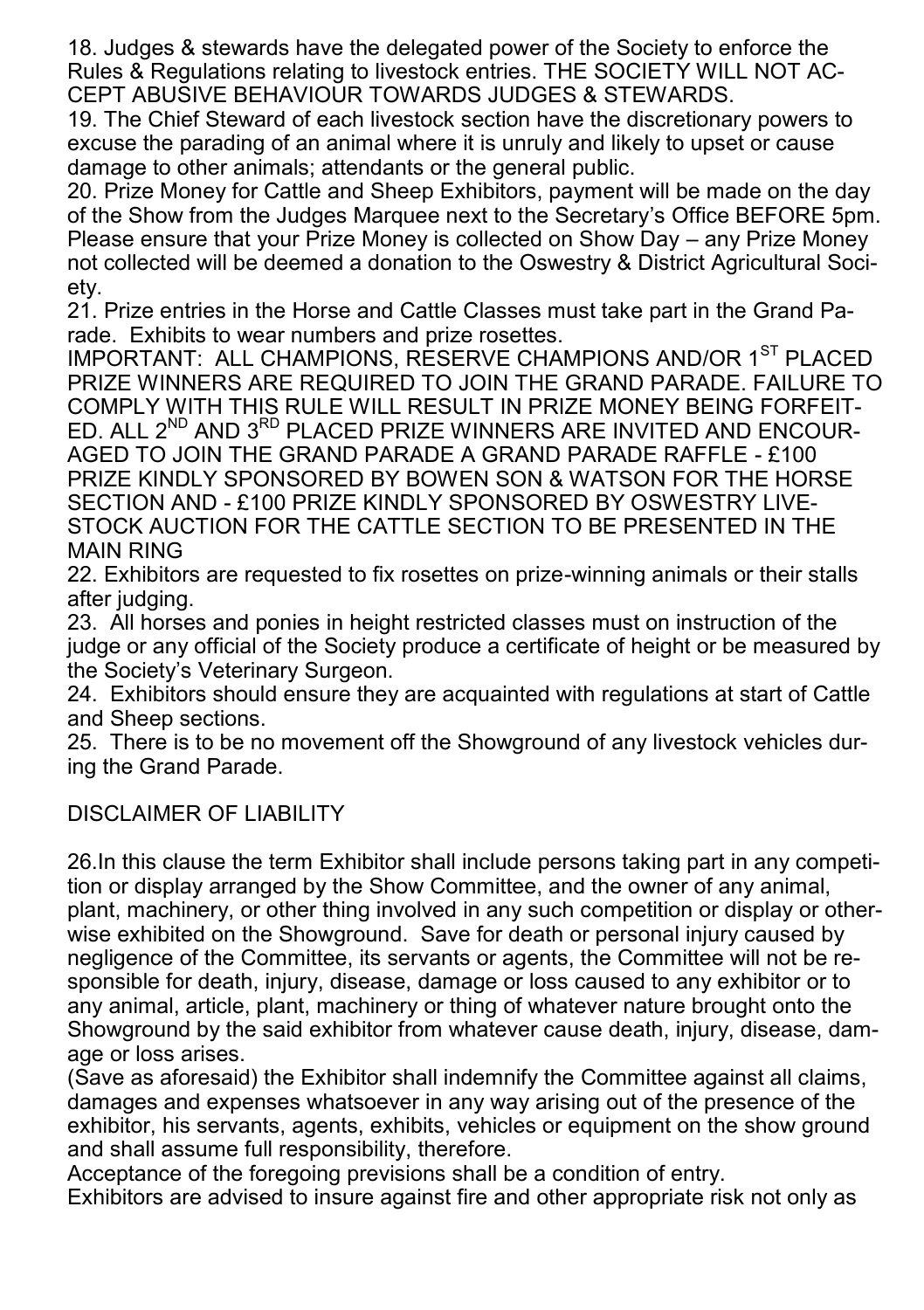18. Judges & stewards have the delegated power of the Society to enforce the Rules & Regulations relating to livestock entries. THE SOCIETY WILL NOT ACCEPT ABUSIVE BEHAVIOUR TOWARDS JUDGES & STEWARDS.
19. The Chief Steward of each livestock section have the discretionary powers to excuse the parading of an animal where it is unruly and likely to upset or cause damage to other animals; attendants or the general public.
20. Prize Money for Cattle and Sheep Exhibitors, payment will be made on the day of the Show from the Judges Marquee next to the Secretary's Office BEFORE 5pm. Please ensure that your Prize Money is collected on Show Day – any Prize Money not collected will be deemed a donation to the Oswestry & District Agricultural Society.
21. Prize entries in the Horse and Cattle Classes must take part in the Grand Parade. Exhibits to wear numbers and prize rosettes.
IMPORTANT: ALL CHAMPIONS, RESERVE CHAMPIONS AND/OR 1ST PLACED PRIZE WINNERS ARE REQUIRED TO JOIN THE GRAND PARADE. FAILURE TO COMPLY WITH THIS RULE WILL RESULT IN PRIZE MONEY BEING FORFEITED. ALL 2ND AND 3RD PLACED PRIZE WINNERS ARE INVITED AND ENCOURAGED TO JOIN THE GRAND PARADE A GRAND PARADE RAFFLE - £100 PRIZE KINDLY SPONSORED BY BOWEN SON & WATSON FOR THE HORSE SECTION AND - £100 PRIZE KINDLY SPONSORED BY OSWESTRY LIVESTOCK AUCTION FOR THE CATTLE SECTION TO BE PRESENTED IN THE MAIN RING
22. Exhibitors are requested to fix rosettes on prize-winning animals or their stalls after judging.
23. All horses and ponies in height restricted classes must on instruction of the judge or any official of the Society produce a certificate of height or be measured by the Society's Veterinary Surgeon.
24. Exhibitors should ensure they are acquainted with regulations at start of Cattle and Sheep sections.
25. There is to be no movement off the Showground of any livestock vehicles during the Grand Parade.

DISCLAIMER OF LIABILITY

26.In this clause the term Exhibitor shall include persons taking part in any competition or display arranged by the Show Committee, and the owner of any animal, plant, machinery, or other thing involved in any such competition or display or otherwise exhibited on the Showground. Save for death or personal injury caused by negligence of the Committee, its servants or agents, the Committee will not be responsible for death, injury, disease, damage or loss caused to any exhibitor or to any animal, article, plant, machinery or thing of whatever nature brought onto the Showground by the said exhibitor from whatever cause death, injury, disease, damage or loss arises.
(Save as aforesaid) the Exhibitor shall indemnify the Committee against all claims, damages and expenses whatsoever in any way arising out of the presence of the exhibitor, his servants, agents, exhibits, vehicles or equipment on the show ground and shall assume full responsibility, therefore.
Acceptance of the foregoing previsions shall be a condition of entry.
Exhibitors are advised to insure against fire and other appropriate risk not only as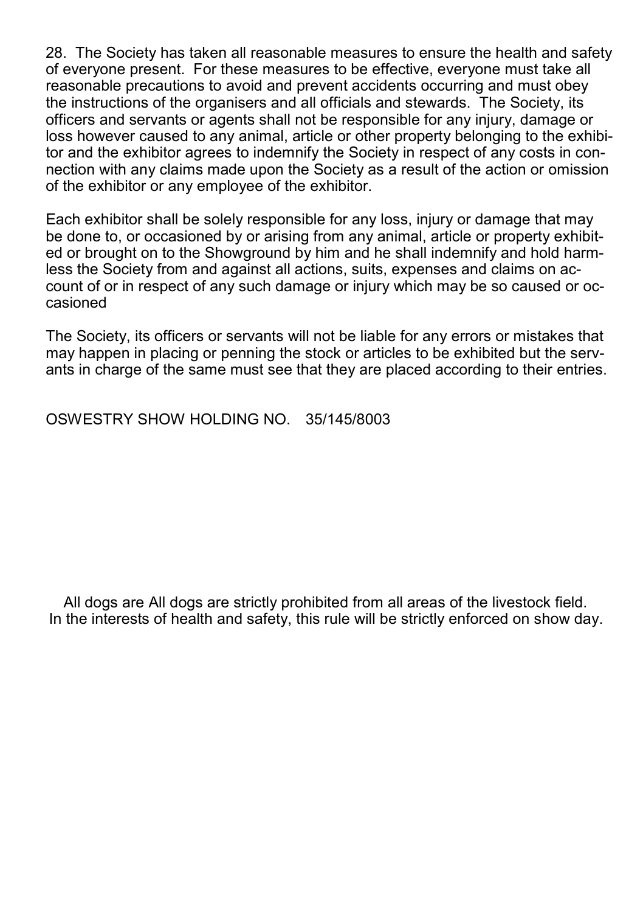28. The Society has taken all reasonable measures to ensure the health and safety of everyone present. For these measures to be effective, everyone must take all reasonable precautions to avoid and prevent accidents occurring and must obey the instructions of the organisers and all officials and stewards. The Society, its officers and servants or agents shall not be responsible for any injury, damage or loss however caused to any animal, article or other property belonging to the exhibitor and the exhibitor agrees to indemnify the Society in respect of any costs in connection with any claims made upon the Society as a result of the action or omission of the exhibitor or any employee of the exhibitor.

Each exhibitor shall be solely responsible for any loss, injury or damage that may be done to, or occasioned by or arising from any animal, article or property exhibited or brought on to the Showground by him and he shall indemnify and hold harmless the Society from and against all actions, suits, expenses and claims on account of or in respect of any such damage or injury which may be so caused or occasioned

The Society, its officers or servants will not be liable for any errors or mistakes that may happen in placing or penning the stock or articles to be exhibited but the servants in charge of the same must see that they are placed according to their entries.

OSWESTRY SHOW HOLDING NO. 35/145/8003

All dogs are All dogs are strictly prohibited from all areas of the livestock field.
In the interests of health and safety, this rule will be strictly enforced on show day.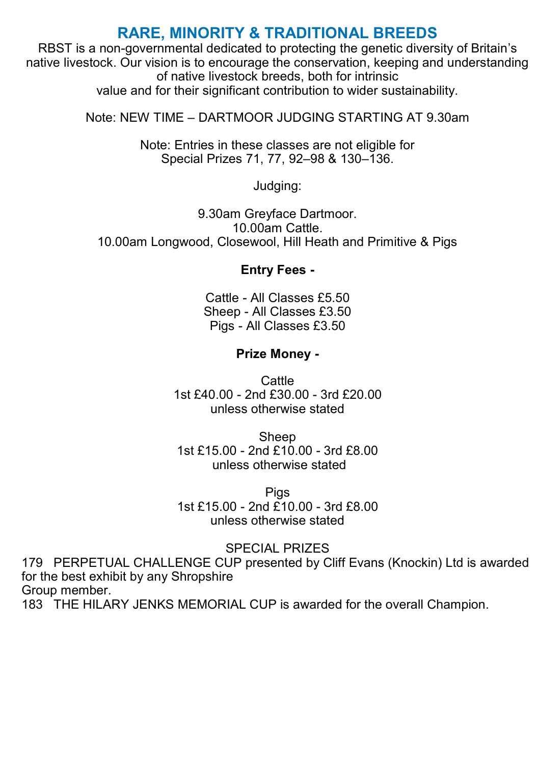# RARE, MINORITY & TRADITIONAL BREEDS

RBST is a non-governmental dedicated to protecting the genetic diversity of Britain's native livestock. Our vision is to encourage the conservation, keeping and understanding of native livestock breeds, both for intrinsic value and for their significant contribution to wider sustainability.

Note: NEW TIME – DARTMOOR JUDGING STARTING AT 9.30am

Note: Entries in these classes are not eligible for Special Prizes 71, 77, 92–98 & 130–136.

Judging:

9.30am Greyface Dartmoor.
10.00am Cattle.
10.00am Longwood, Closewool, Hill Heath and Primitive & Pigs

**Entry Fees -**

Cattle - All Classes £5.50
Sheep - All Classes £3.50
Pigs - All Classes £3.50

**Prize Money -**

Cattle
1st £40.00 - 2nd £30.00 - 3rd £20.00
unless otherwise stated

Sheep
1st £15.00 - 2nd £10.00 - 3rd £8.00
unless otherwise stated

Pigs
1st £15.00 - 2nd £10.00 - 3rd £8.00
unless otherwise stated

SPECIAL PRIZES

179 PERPETUAL CHALLENGE CUP presented by Cliff Evans (Knockin) Ltd is awarded for the best exhibit by any Shropshire Group member.

183 THE HILARY JENKS MEMORIAL CUP is awarded for the overall Champion.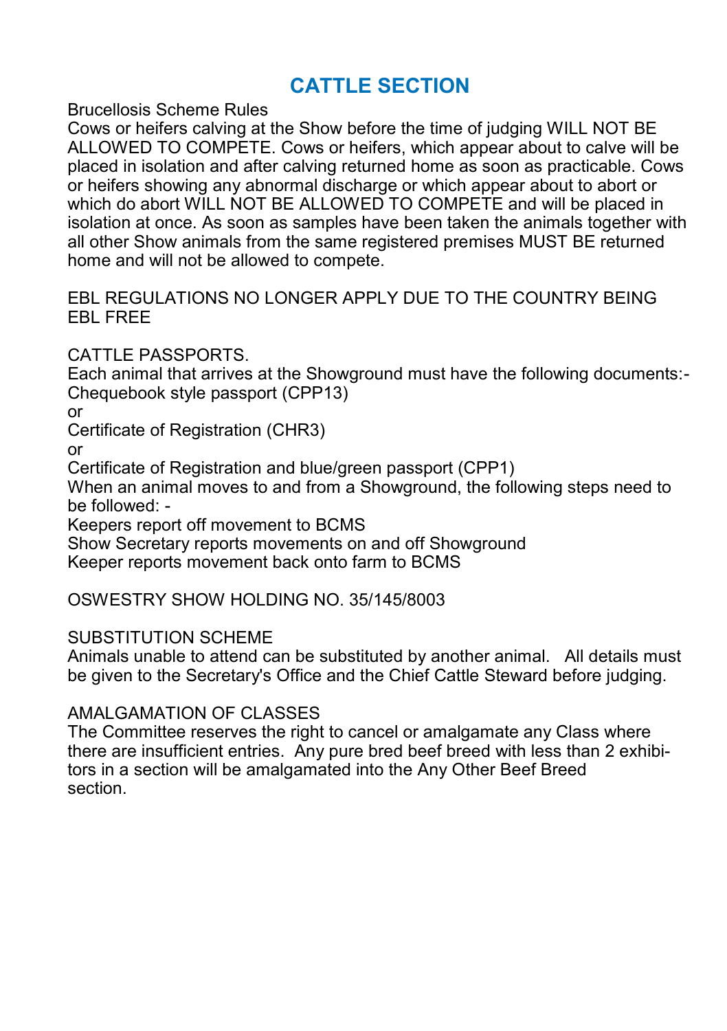# CATTLE SECTION

Brucellosis Scheme Rules

Cows or heifers calving at the Show before the time of judging WILL NOT BE ALLOWED TO COMPETE. Cows or heifers, which appear about to calve will be placed in isolation and after calving returned home as soon as practicable. Cows or heifers showing any abnormal discharge or which appear about to abort or which do abort WILL NOT BE ALLOWED TO COMPETE and will be placed in isolation at once. As soon as samples have been taken the animals together with all other Show animals from the same registered premises MUST BE returned home and will not be allowed to compete.

EBL REGULATIONS NO LONGER APPLY DUE TO THE COUNTRY BEING EBL FREE

CATTLE PASSPORTS.

Each animal that arrives at the Showground must have the following documents:-

Chequebook style passport (CPP13)

or

Certificate of Registration (CHR3)

or

Certificate of Registration and blue/green passport (CPP1)

When an animal moves to and from a Showground, the following steps need to be followed: -

Keepers report off movement to BCMS

Show Secretary reports movements on and off Showground

Keeper reports movement back onto farm to BCMS

OSWESTRY SHOW HOLDING NO. 35/145/8003

SUBSTITUTION SCHEME

Animals unable to attend can be substituted by another animal. All details must be given to the Secretary's Office and the Chief Cattle Steward before judging.

AMALGAMATION OF CLASSES

The Committee reserves the right to cancel or amalgamate any Class where there are insufficient entries. Any pure bred beef breed with less than 2 exhibitors in a section will be amalgamated into the Any Other Beef Breed section.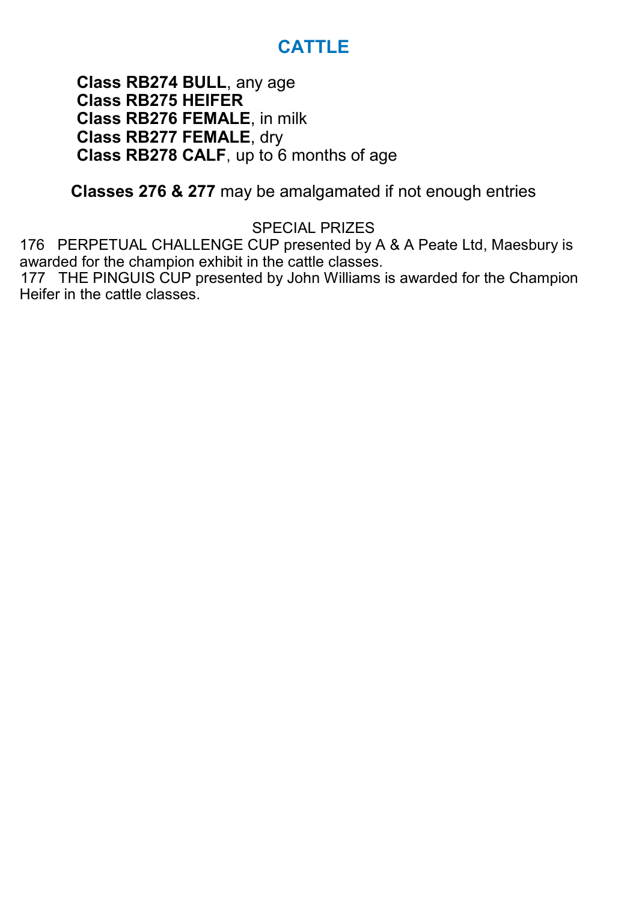# CATTLE

**Class RB274 BULL**, any age
**Class RB275 HEIFER**
**Class RB276 FEMALE**, in milk
**Class RB277 FEMALE**, dry
**Class RB278 CALF**, up to 6 months of age

**Classes 276 & 277** may be amalgamated if not enough entries

SPECIAL PRIZES

176 PERPETUAL CHALLENGE CUP presented by A & A Peate Ltd, Maesbury is awarded for the champion exhibit in the cattle classes.

177 THE PINGUIS CUP presented by John Williams is awarded for the Champion Heifer in the cattle classes.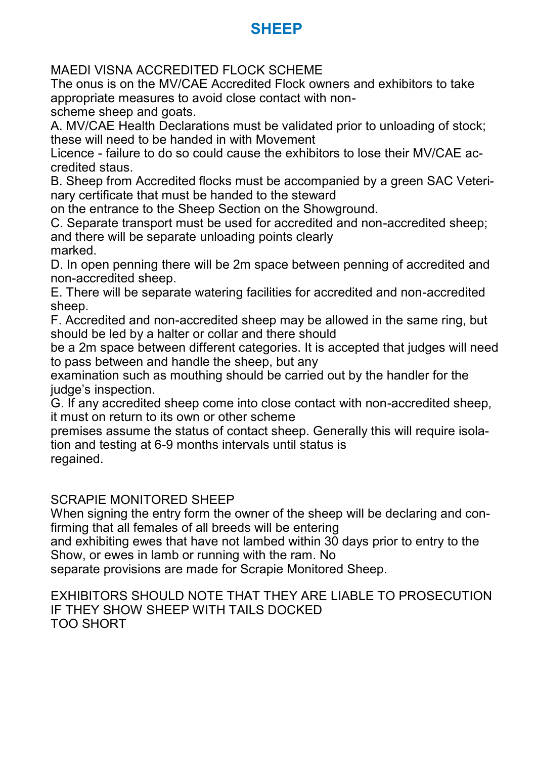# SHEEP

MAEDI VISNA ACCREDITED FLOCK SCHEME

The onus is on the MV/CAE Accredited Flock owners and exhibitors to take appropriate measures to avoid close contact with non-scheme sheep and goats.

A. MV/CAE Health Declarations must be validated prior to unloading of stock; these will need to be handed in with Movement Licence - failure to do so could cause the exhibitors to lose their MV/CAE accredited staus.

B. Sheep from Accredited flocks must be accompanied by a green SAC Veterinary certificate that must be handed to the steward on the entrance to the Sheep Section on the Showground.

C. Separate transport must be used for accredited and non-accredited sheep; and there will be separate unloading points clearly marked.

D. In open penning there will be 2m space between penning of accredited and non-accredited sheep.

E. There will be separate watering facilities for accredited and non-accredited sheep.

F. Accredited and non-accredited sheep may be allowed in the same ring, but should be led by a halter or collar and there should be a 2m space between different categories. It is accepted that judges will need to pass between and handle the sheep, but any examination such as mouthing should be carried out by the handler for the judge's inspection.

G. If any accredited sheep come into close contact with non-accredited sheep, it must on return to its own or other scheme premises assume the status of contact sheep. Generally this will require isolation and testing at 6-9 months intervals until status is regained.

SCRAPIE MONITORED SHEEP

When signing the entry form the owner of the sheep will be declaring and confirming that all females of all breeds will be entering and exhibiting ewes that have not lambed within 30 days prior to entry to the Show, or ewes in lamb or running with the ram. No separate provisions are made for Scrapie Monitored Sheep.

EXHIBITORS SHOULD NOTE THAT THEY ARE LIABLE TO PROSECUTION IF THEY SHOW SHEEP WITH TAILS DOCKED TOO SHORT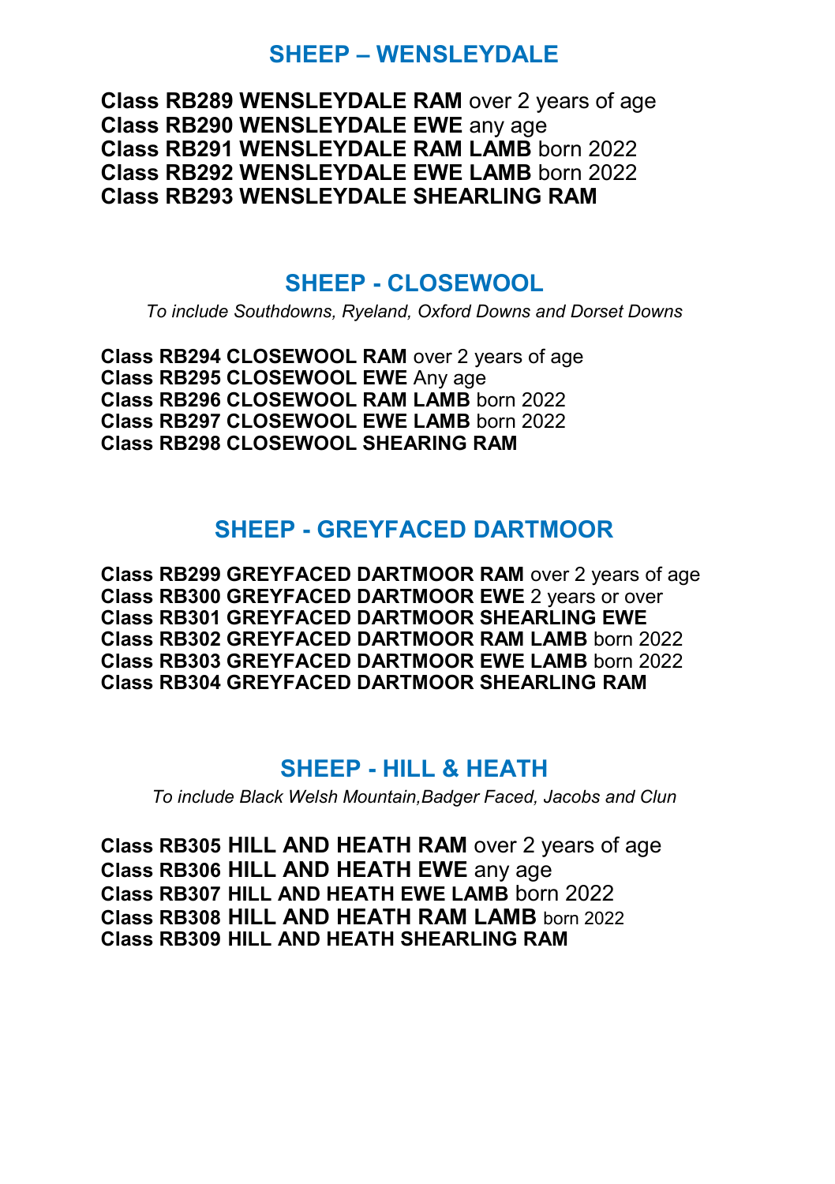## SHEEP – WENSLEYDALE

**Class RB289 WENSLEYDALE RAM** over 2 years of age
**Class RB290 WENSLEYDALE EWE** any age
**Class RB291 WENSLEYDALE RAM LAMB** born 2022
**Class RB292 WENSLEYDALE EWE LAMB** born 2022
**Class RB293 WENSLEYDALE SHEARLING RAM**

## SHEEP - CLOSEWOOL

*To include Southdowns, Ryeland, Oxford Downs and Dorset Downs*

**Class RB294 CLOSEWOOL RAM** over 2 years of age
**Class RB295 CLOSEWOOL EWE** Any age
**Class RB296 CLOSEWOOL RAM LAMB** born 2022
**Class RB297 CLOSEWOOL EWE LAMB** born 2022
**Class RB298 CLOSEWOOL SHEARING RAM**

## SHEEP - GREYFACED DARTMOOR

**Class RB299 GREYFACED DARTMOOR RAM** over 2 years of age
**Class RB300 GREYFACED DARTMOOR EWE** 2 years or over
**Class RB301 GREYFACED DARTMOOR SHEARLING EWE**
**Class RB302 GREYFACED DARTMOOR RAM LAMB** born 2022
**Class RB303 GREYFACED DARTMOOR EWE LAMB** born 2022
**Class RB304 GREYFACED DARTMOOR SHEARLING RAM**

## SHEEP - HILL & HEATH

*To include Black Welsh Mountain,Badger Faced, Jacobs and Clun*

**Class RB305 HILL AND HEATH RAM** over 2 years of age
**Class RB306 HILL AND HEATH EWE** any age
**Class RB307 HILL AND HEATH EWE LAMB** born 2022
**Class RB308 HILL AND HEATH RAM LAMB** born 2022
**Class RB309 HILL AND HEATH SHEARLING RAM**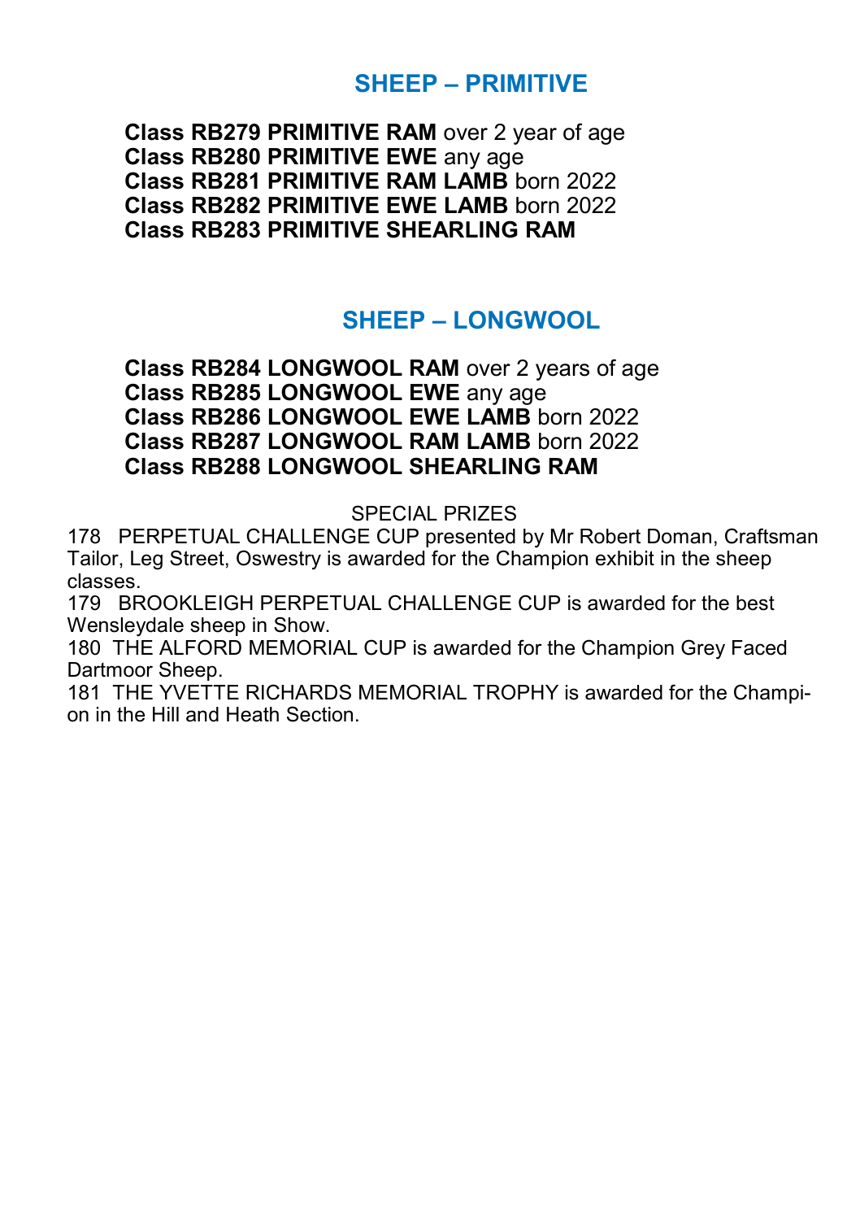## SHEEP – PRIMITIVE

**Class RB279 PRIMITIVE RAM** over 2 year of age
**Class RB280 PRIMITIVE EWE** any age
**Class RB281 PRIMITIVE RAM LAMB** born 2022
**Class RB282 PRIMITIVE EWE LAMB** born 2022
**Class RB283 PRIMITIVE SHEARLING RAM**

## SHEEP – LONGWOOL

**Class RB284 LONGWOOL RAM** over 2 years of age
**Class RB285 LONGWOOL EWE** any age
**Class RB286 LONGWOOL EWE LAMB** born 2022
**Class RB287 LONGWOOL RAM LAMB** born 2022
**Class RB288 LONGWOOL SHEARLING RAM**

SPECIAL PRIZES

178 PERPETUAL CHALLENGE CUP presented by Mr Robert Doman, Craftsman Tailor, Leg Street, Oswestry is awarded for the Champion exhibit in the sheep classes.

179 BROOKLEIGH PERPETUAL CHALLENGE CUP is awarded for the best Wensleydale sheep in Show.

180 THE ALFORD MEMORIAL CUP is awarded for the Champion Grey Faced Dartmoor Sheep.

181 THE YVETTE RICHARDS MEMORIAL TROPHY is awarded for the Champion in the Hill and Heath Section.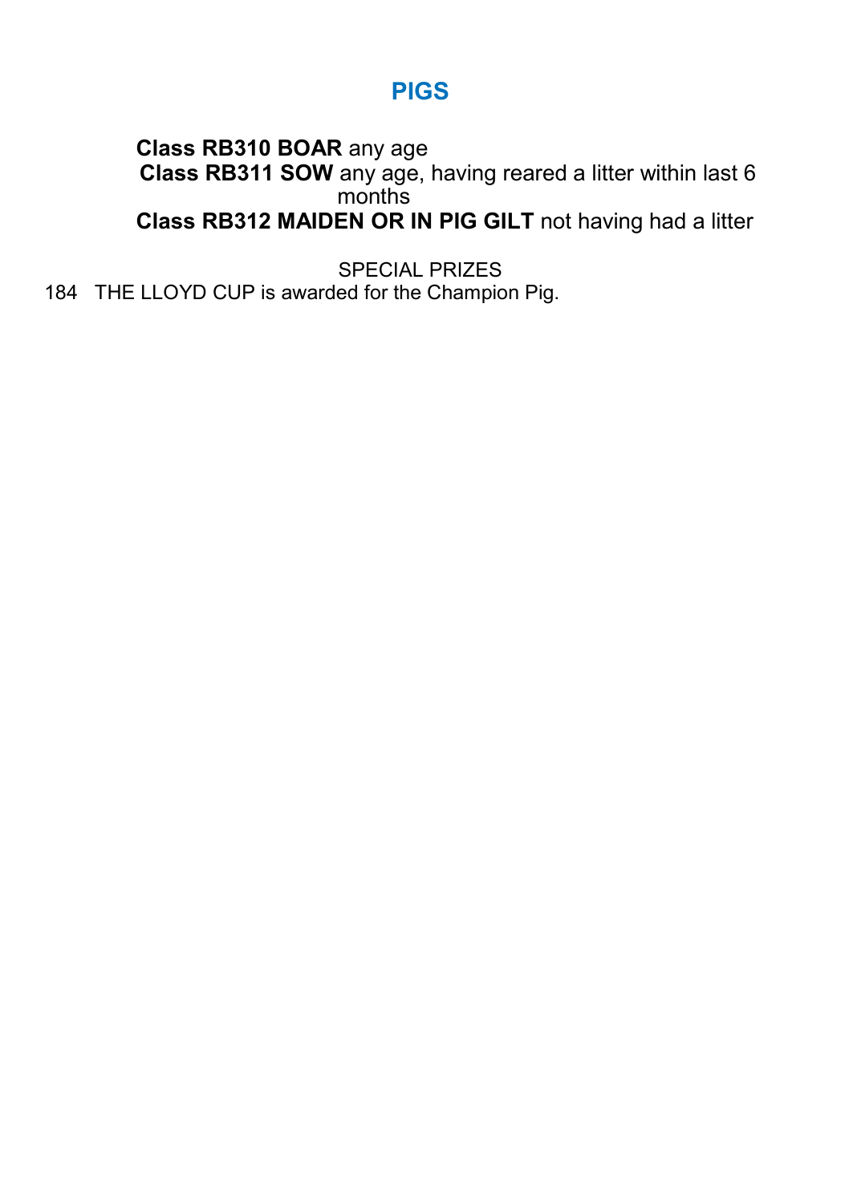# PIGS

**Class RB310 BOAR** any age

**Class RB311 SOW** any age, having reared a litter within last 6 months

**Class RB312 MAIDEN OR IN PIG GILT** not having had a litter

SPECIAL PRIZES

184 THE LLOYD CUP is awarded for the Champion Pig.